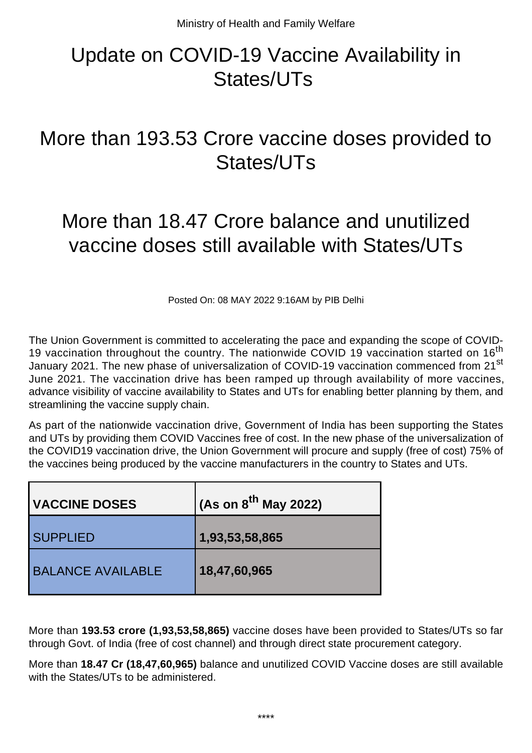Ministry of Health and Family Welfare

# Update on COVID-19 Vaccine Availability in States/UTs

## More than 193.53 Crore vaccine doses provided to States/UTs

## More than 18.47 Crore balance and unutilized vaccine doses still available with States/UTs

Posted On: 08 MAY 2022 9:16AM by PIB Delhi

The Union Government is committed to accelerating the pace and expanding the scope of COVID-19 vaccination throughout the country. The nationwide COVID 19 vaccination started on 16th January 2021. The new phase of universalization of COVID-19 vaccination commenced from 21st June 2021. The vaccination drive has been ramped up through availability of more vaccines, advance visibility of vaccine availability to States and UTs for enabling better planning by them, and streamlining the vaccine supply chain.

As part of the nationwide vaccination drive, Government of India has been supporting the States and UTs by providing them COVID Vaccines free of cost. In the new phase of the universalization of the COVID19 vaccination drive, the Union Government will procure and supply (free of cost) 75% of the vaccines being produced by the vaccine manufacturers in the country to States and UTs.

| VACCINE DOSES | (As on 8th May 2022) |
|---|---|
| SUPPLIED | **1,93,53,58,865** |
| BALANCE AVAILABLE | **18,47,60,965** |

More than **193.53 crore (1,93,53,58,865)** vaccine doses have been provided to States/UTs so far through Govt. of India (free of cost channel) and through direct state procurement category.

More than **18.47 Cr (18,47,60,965)** balance and unutilized COVID Vaccine doses are still available with the States/UTs to be administered.

****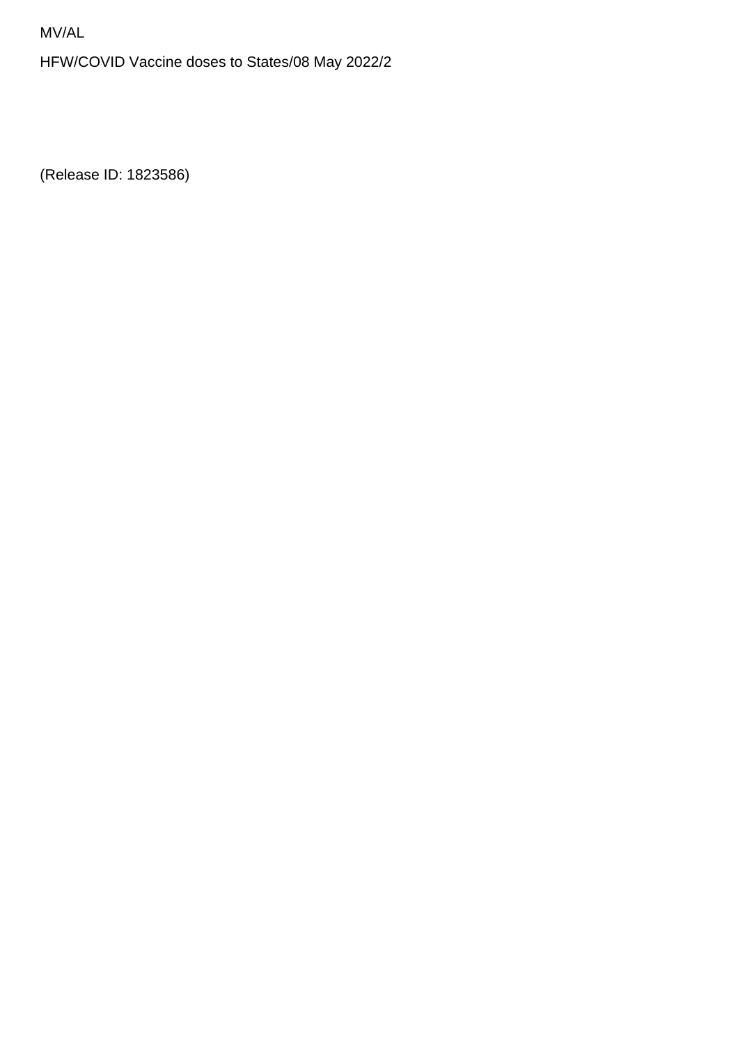MV/AL

HFW/COVID Vaccine doses to States/08 May 2022/2

(Release ID: 1823586)